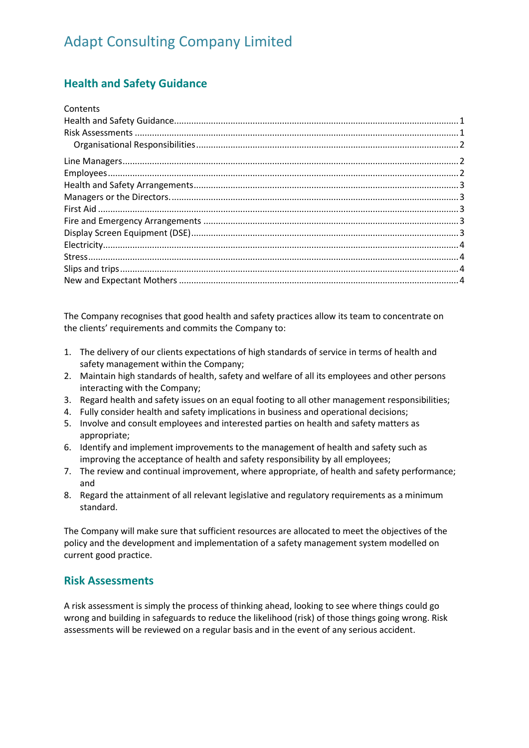# Adapt Consulting Company Limited

## Health and Safety Guidance

Contents

Health and Safety Guidance .................................................................... 1
Risk Assessments .................................................................... 1
    Organisational Responsibilities .................................................................... 2
Line Managers .................................................................... 2
Employees .................................................................... 2
Health and Safety Arrangements .................................................................... 3
Managers or the Directors. .................................................................... 3
First Aid .................................................................... 3
Fire and Emergency Arrangements .................................................................... 3
Display Screen Equipment (DSE) .................................................................... 3
Electricity .................................................................... 4
Stress .................................................................... 4
Slips and trips .................................................................... 4
New and Expectant Mothers .................................................................... 4

The Company recognises that good health and safety practices allow its team to concentrate on the clients' requirements and commits the Company to:

1. The delivery of our clients expectations of high standards of service in terms of health and safety management within the Company;
2. Maintain high standards of health, safety and welfare of all its employees and other persons interacting with the Company;
3. Regard health and safety issues on an equal footing to all other management responsibilities;
4. Fully consider health and safety implications in business and operational decisions;
5. Involve and consult employees and interested parties on health and safety matters as appropriate;
6. Identify and implement improvements to the management of health and safety such as improving the acceptance of health and safety responsibility by all employees;
7. The review and continual improvement, where appropriate, of health and safety performance; and
8. Regard the attainment of all relevant legislative and regulatory requirements as a minimum standard.

The Company will make sure that sufficient resources are allocated to meet the objectives of the policy and the development and implementation of a safety management system modelled on current good practice.

## Risk Assessments

A risk assessment is simply the process of thinking ahead, looking to see where things could go wrong and building in safeguards to reduce the likelihood (risk) of those things going wrong. Risk assessments will be reviewed on a regular basis and in the event of any serious accident.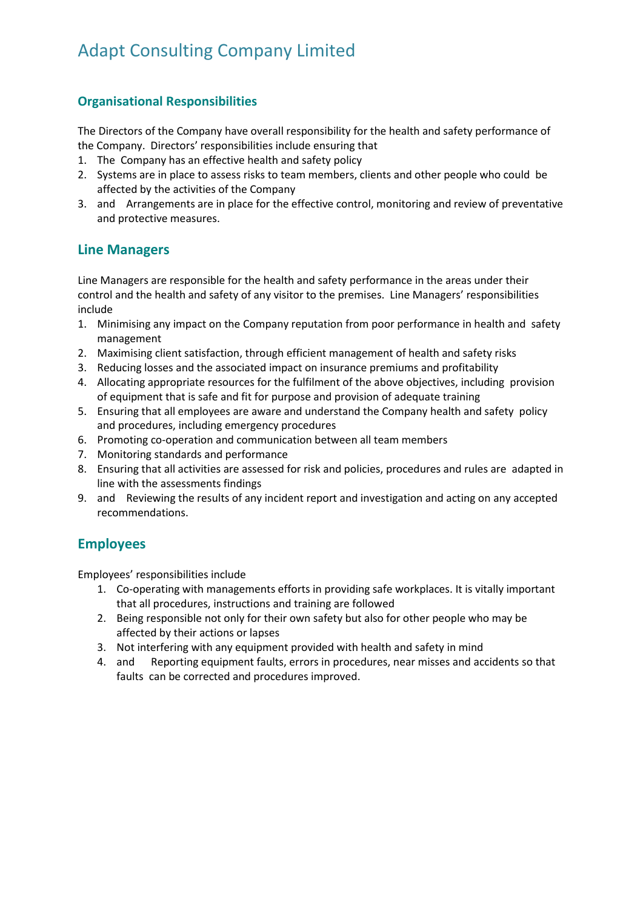# Adapt Consulting Company Limited

### Organisational Responsibilities

The Directors of the Company have overall responsibility for the health and safety performance of the Company. Directors' responsibilities include ensuring that

1. The Company has an effective health and safety policy
2. Systems are in place to assess risks to team members, clients and other people who could be affected by the activities of the Company
3. and Arrangements are in place for the effective control, monitoring and review of preventative and protective measures.

## Line Managers

Line Managers are responsible for the health and safety performance in the areas under their control and the health and safety of any visitor to the premises. Line Managers' responsibilities include

1. Minimising any impact on the Company reputation from poor performance in health and safety management
2. Maximising client satisfaction, through efficient management of health and safety risks
3. Reducing losses and the associated impact on insurance premiums and profitability
4. Allocating appropriate resources for the fulfilment of the above objectives, including provision of equipment that is safe and fit for purpose and provision of adequate training
5. Ensuring that all employees are aware and understand the Company health and safety policy and procedures, including emergency procedures
6. Promoting co-operation and communication between all team members
7. Monitoring standards and performance
8. Ensuring that all activities are assessed for risk and policies, procedures and rules are adapted in line with the assessments findings
9. and Reviewing the results of any incident report and investigation and acting on any accepted recommendations.

## Employees

Employees' responsibilities include

1. Co-operating with managements efforts in providing safe workplaces. It is vitally important that all procedures, instructions and training are followed
2. Being responsible not only for their own safety but also for other people who may be affected by their actions or lapses
3. Not interfering with any equipment provided with health and safety in mind
4. and Reporting equipment faults, errors in procedures, near misses and accidents so that faults can be corrected and procedures improved.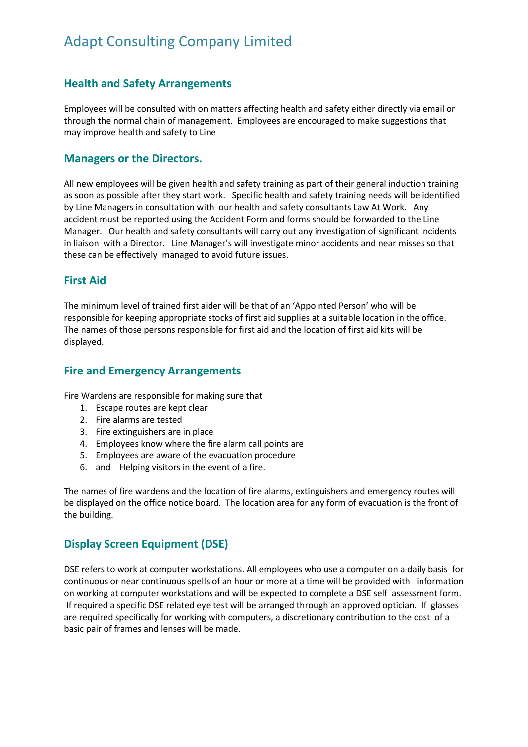# Adapt Consulting Company Limited

## Health and Safety Arrangements

Employees will be consulted with on matters affecting health and safety either directly via email or through the normal chain of management. Employees are encouraged to make suggestions that may improve health and safety to Line

## Managers or the Directors.

All new employees will be given health and safety training as part of their general induction training as soon as possible after they start work. Specific health and safety training needs will be identified by Line Managers in consultation with our health and safety consultants Law At Work. Any accident must be reported using the Accident Form and forms should be forwarded to the Line Manager. Our health and safety consultants will carry out any investigation of significant incidents in liaison with a Director. Line Manager's will investigate minor accidents and near misses so that these can be effectively managed to avoid future issues.

## First Aid

The minimum level of trained first aider will be that of an 'Appointed Person' who will be responsible for keeping appropriate stocks of first aid supplies at a suitable location in the office. The names of those persons responsible for first aid and the location of first aid kits will be displayed.

## Fire and Emergency Arrangements

Fire Wardens are responsible for making sure that

1. Escape routes are kept clear
2. Fire alarms are tested
3. Fire extinguishers are in place
4. Employees know where the fire alarm call points are
5. Employees are aware of the evacuation procedure
6. and Helping visitors in the event of a fire.

The names of fire wardens and the location of fire alarms, extinguishers and emergency routes will be displayed on the office notice board. The location area for any form of evacuation is the front of the building.

## Display Screen Equipment (DSE)

DSE refers to work at computer workstations. All employees who use a computer on a daily basis for continuous or near continuous spells of an hour or more at a time will be provided with information on working at computer workstations and will be expected to complete a DSE self assessment form. If required a specific DSE related eye test will be arranged through an approved optician. If glasses are required specifically for working with computers, a discretionary contribution to the cost of a basic pair of frames and lenses will be made.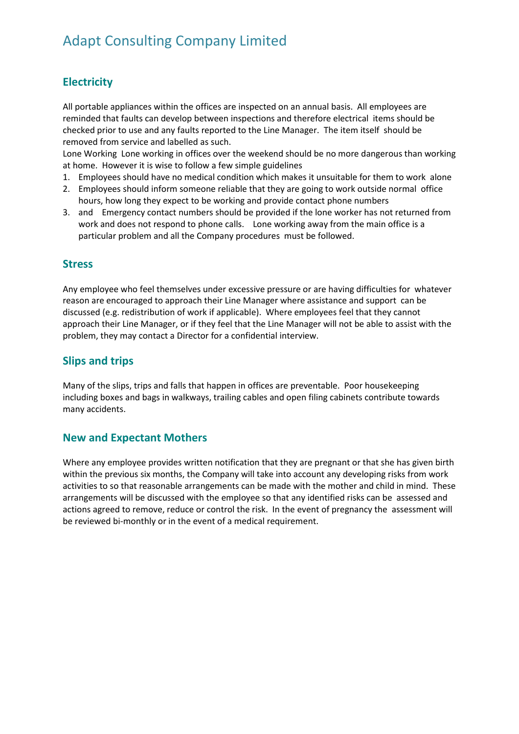# Adapt Consulting Company Limited

## Electricity

All portable appliances within the offices are inspected on an annual basis. All employees are reminded that faults can develop between inspections and therefore electrical items should be checked prior to use and any faults reported to the Line Manager. The item itself should be removed from service and labelled as such.

Lone Working Lone working in offices over the weekend should be no more dangerous than working at home. However it is wise to follow a few simple guidelines

1. Employees should have no medical condition which makes it unsuitable for them to work alone
2. Employees should inform someone reliable that they are going to work outside normal office hours, how long they expect to be working and provide contact phone numbers
3. and Emergency contact numbers should be provided if the lone worker has not returned from work and does not respond to phone calls. Lone working away from the main office is a particular problem and all the Company procedures must be followed.

## Stress

Any employee who feel themselves under excessive pressure or are having difficulties for whatever reason are encouraged to approach their Line Manager where assistance and support can be discussed (e.g. redistribution of work if applicable). Where employees feel that they cannot approach their Line Manager, or if they feel that the Line Manager will not be able to assist with the problem, they may contact a Director for a confidential interview.

## Slips and trips

Many of the slips, trips and falls that happen in offices are preventable. Poor housekeeping including boxes and bags in walkways, trailing cables and open filing cabinets contribute towards many accidents.

## New and Expectant Mothers

Where any employee provides written notification that they are pregnant or that she has given birth within the previous six months, the Company will take into account any developing risks from work activities to so that reasonable arrangements can be made with the mother and child in mind. These arrangements will be discussed with the employee so that any identified risks can be assessed and actions agreed to remove, reduce or control the risk. In the event of pregnancy the assessment will be reviewed bi-monthly or in the event of a medical requirement.